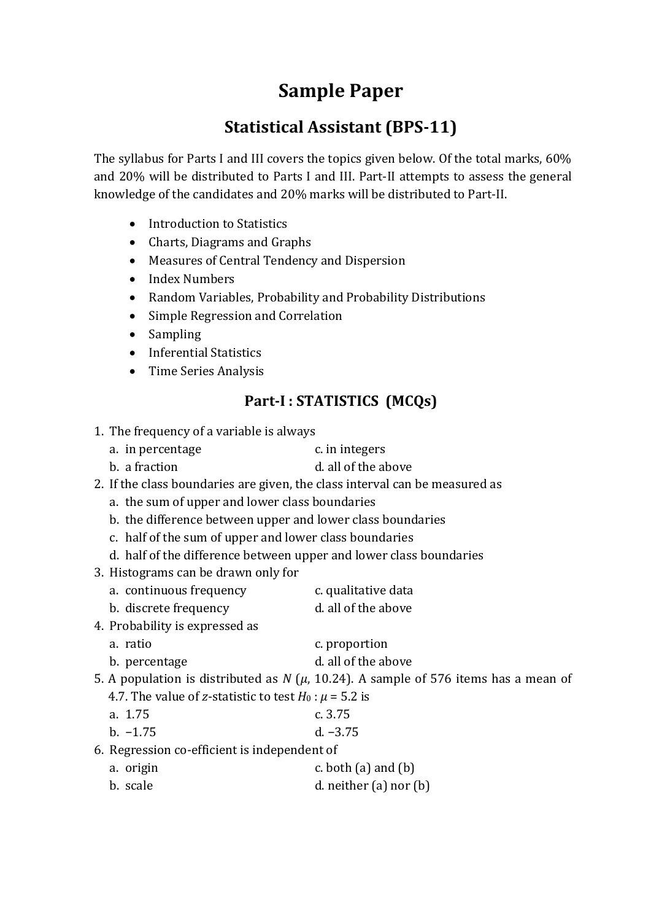# Sample Paper

## Statistical Assistant (BPS-11)

The syllabus for Parts I and III covers the topics given below. Of the total marks, 60% and 20% will be distributed to Parts I and III. Part-II attempts to assess the general knowledge of the candidates and 20% marks will be distributed to Part-II.

- Introduction to Statistics
- Charts, Diagrams and Graphs
- Measures of Central Tendency and Dispersion
- Index Numbers
- Random Variables, Probability and Probability Distributions
- Simple Regression and Correlation
- Sampling
- Inferential Statistics
- Time Series Analysis

## Part-I : STATISTICS (MCQs)

1. The frequency of a variable is always
   a. in percentage
   b. a fraction
   c. in integers
   d. all of the above
2. If the class boundaries are given, the class interval can be measured as
   a. the sum of upper and lower class boundaries
   b. the difference between upper and lower class boundaries
   c. half of the sum of upper and lower class boundaries
   d. half of the difference between upper and lower class boundaries
3. Histograms can be drawn only for
   a. continuous frequency
   b. discrete frequency
   c. qualitative data
   d. all of the above
4. Probability is expressed as
   a. ratio
   b. percentage
   c. proportion
   d. all of the above
5. A population is distributed as $N(\mu, 10.24)$. A sample of 576 items has a mean of 4.7. The value of $z$-statistic to test $H_0 : \mu = 5.2$ is
   a. 1.75
   b. −1.75
   c. 3.75
   d. −3.75
6. Regression co-efficient is independent of
   a. origin
   b. scale
   c. both (a) and (b)
   d. neither (a) nor (b)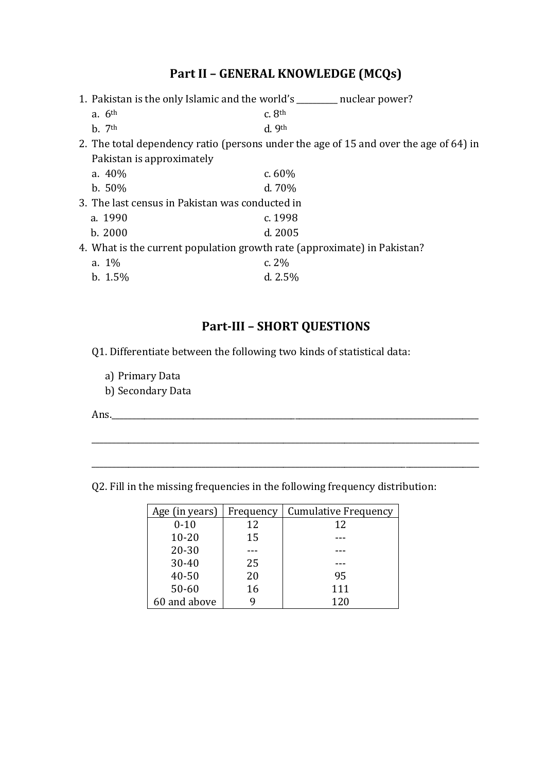## Part II – GENERAL KNOWLEDGE (MCQs)

1. Pakistan is the only Islamic and the world's _________ nuclear power?
   - a. 6th  c. 8th
   - b. 7th  d. 9th
2. The total dependency ratio (persons under the age of 15 and over the age of 64) in Pakistan is approximately
   - a. 40%  c. 60%
   - b. 50%  d. 70%
3. The last census in Pakistan was conducted in
   - a. 1990  c. 1998
   - b. 2000  d. 2005
4. What is the current population growth rate (approximate) in Pakistan?
   - a. 1%  c. 2%
   - b. 1.5%  d. 2.5%

## Part-III – SHORT QUESTIONS

Q1. Differentiate between the following two kinds of statistical data:

a) Primary Data
b) Secondary Data

Ans.____________________________________________________________________________

________________________________________________________________________________

________________________________________________________________________________

Q2. Fill in the missing frequencies in the following frequency distribution:

| Age (in years) | Frequency | Cumulative Frequency |
|---|---|---|
| 0-10 | 12 | 12 |
| 10-20 | 15 | --- |
| 20-30 | --- | --- |
| 30-40 | 25 | --- |
| 40-50 | 20 | 95 |
| 50-60 | 16 | 111 |
| 60 and above | 9 | 120 |